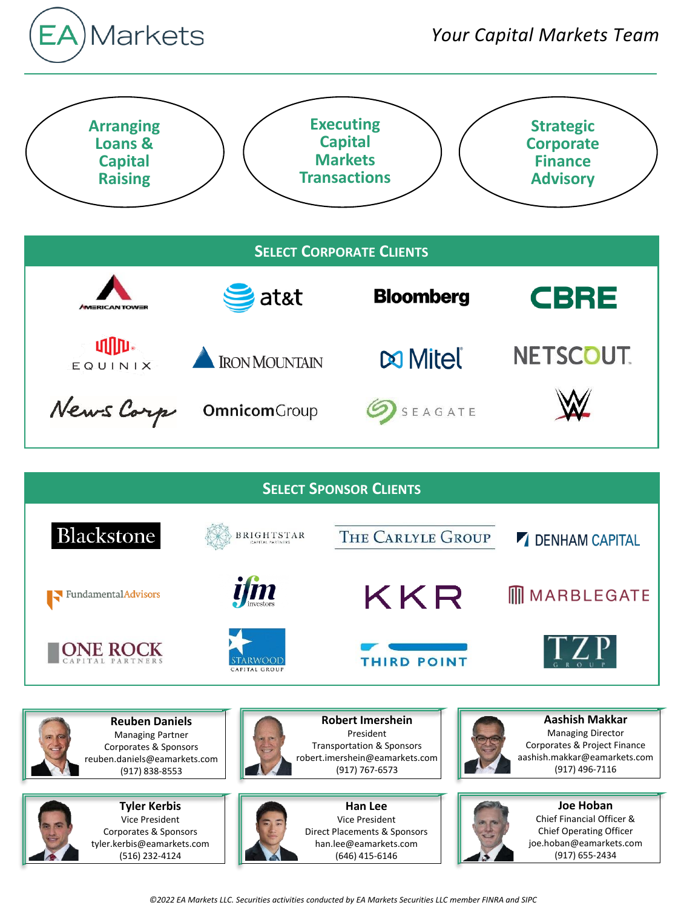# EA Markets

*Your Capital Markets Team*

- **Arranging Loans & Capital Raising**
- **Executing Capital Markets Transactions**
- **Strategic Corporate Finance Advisory**

## Select Corporate Clients

| | | | |
|---|---|---|---|
| American Tower | at&t | Bloomberg | CBRE |
| Equinix | Iron Mountain | Mitel | NETSCOUT |
| News Corp | OmnicomGroup | Seagate | W |

## Select Sponsor Clients

| | | | |
|---|---|---|---|
| Blackstone | Brightstar Capital Partners | The Carlyle Group | Denham Capital |
| FundamentalAdvisors | ifm investors | KKR | Marblegate |
| One Rock Capital Partners | Starwood Capital Group | Third Point | TZP Group |

**Reuben Daniels**
Managing Partner
Corporates & Sponsors
reuben.daniels@eamarkets.com
(917) 838-8553

**Robert Imershein**
President
Transportation & Sponsors
robert.imershein@eamarkets.com
(917) 767-6573

**Aashish Makkar**
Managing Director
Corporates & Project Finance
aashish.makkar@eamarkets.com
(917) 496-7116

**Tyler Kerbis**
Vice President
Corporates & Sponsors
tyler.kerbis@eamarkets.com
(516) 232-4124

**Han Lee**
Vice President
Direct Placements & Sponsors
han.lee@eamarkets.com
(646) 415-6146

**Joe Hoban**
Chief Financial Officer &
Chief Operating Officer
joe.hoban@eamarkets.com
(917) 655-2434

*©2022 EA Markets LLC. Securities activities conducted by EA Markets Securities LLC member FINRA and SIPC*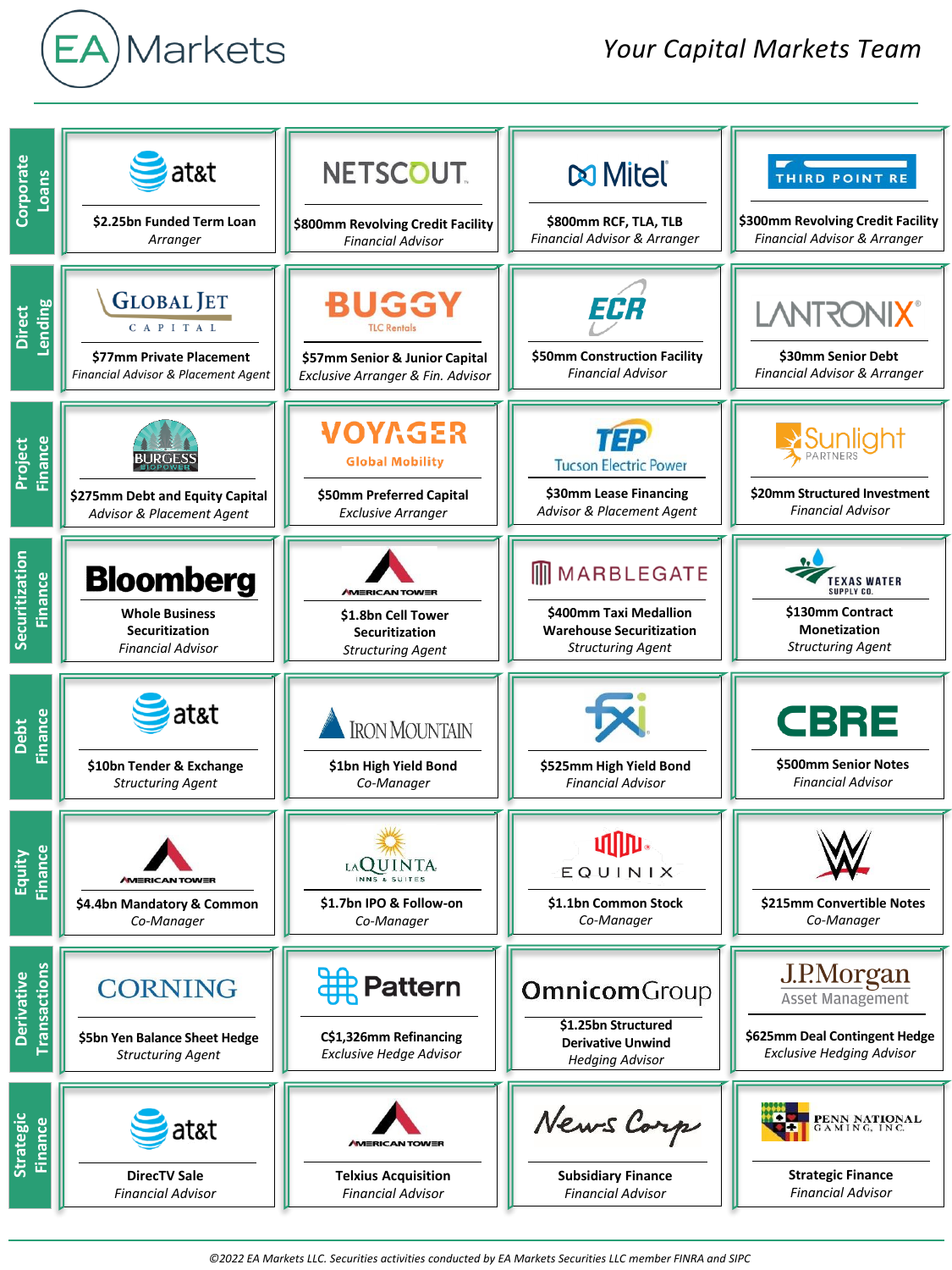# EA Markets

*Your Capital Markets Team*

## Corporate Loans

| Company | Transaction | Role |
|---|---|---|
| at&t | $2.25bn Funded Term Loan | *Arranger* |
| NETSCOUT | $800mm Revolving Credit Facility | *Financial Advisor* |
| Mitel | $800mm RCF, TLA, TLB | *Financial Advisor & Arranger* |
| THIRD POINT RE | $300mm Revolving Credit Facility | *Financial Advisor & Arranger* |

## Direct Lending

| Company | Transaction | Role |
|---|---|---|
| Global Jet Capital | $77mm Private Placement | *Financial Advisor & Placement Agent* |
| BUGGY TLC Rentals | $57mm Senior & Junior Capital | *Exclusive Arranger & Fin. Advisor* |
| ECR | $50mm Construction Facility | *Financial Advisor* |
| LANTRONIX | $30mm Senior Debt | *Financial Advisor & Arranger* |

## Project Finance

| Company | Transaction | Role |
|---|---|---|
| Burgess Biopower | $275mm Debt and Equity Capital | *Advisor & Placement Agent* |
| Voyager Global Mobility | $50mm Preferred Capital | *Exclusive Arranger* |
| TEP Tucson Electric Power | $30mm Lease Financing | *Advisor & Placement Agent* |
| Sunlight Partners | $20mm Structured Investment | *Financial Advisor* |

## Securitization Finance

| Company | Transaction | Role |
|---|---|---|
| Bloomberg | Whole Business Securitization | *Financial Advisor* |
| American Tower | $1.8bn Cell Tower Securitization | *Structuring Agent* |
| MARBLEGATE | $400mm Taxi Medallion Warehouse Securitization | *Structuring Agent* |
| Texas Water Supply Co. | $130mm Contract Monetization | *Structuring Agent* |

## Debt Finance

| Company | Transaction | Role |
|---|---|---|
| at&t | $10bn Tender & Exchange | *Structuring Agent* |
| Iron Mountain | $1bn High Yield Bond | *Co-Manager* |
| fxi | $525mm High Yield Bond | *Financial Advisor* |
| CBRE | $500mm Senior Notes | *Financial Advisor* |

## Equity Finance

| Company | Transaction | Role |
|---|---|---|
| American Tower | $4.4bn Mandatory & Common | *Co-Manager* |
| La Quinta Inns & Suites | $1.7bn IPO & Follow-on | *Co-Manager* |
| EQUINIX | $1.1bn Common Stock | *Co-Manager* |
| WWE | $215mm Convertible Notes | *Co-Manager* |

## Derivative Transactions

| Company | Transaction | Role |
|---|---|---|
| CORNING | $5bn Yen Balance Sheet Hedge | *Structuring Agent* |
| Pattern | C$1,326mm Refinancing | *Exclusive Hedge Advisor* |
| OmnicomGroup | $1.25bn Structured Derivative Unwind | *Hedging Advisor* |
| J.P.Morgan Asset Management | $625mm Deal Contingent Hedge | *Exclusive Hedging Advisor* |

## Strategic Finance

| Company | Transaction | Role |
|---|---|---|
| at&t | DirecTV Sale | *Financial Advisor* |
| American Tower | Telxius Acquisition | *Financial Advisor* |
| News Corp | Subsidiary Finance | *Financial Advisor* |
| Penn National Gaming, Inc. | Strategic Finance | *Financial Advisor* |

*©2022 EA Markets LLC. Securities activities conducted by EA Markets Securities LLC member FINRA and SIPC*